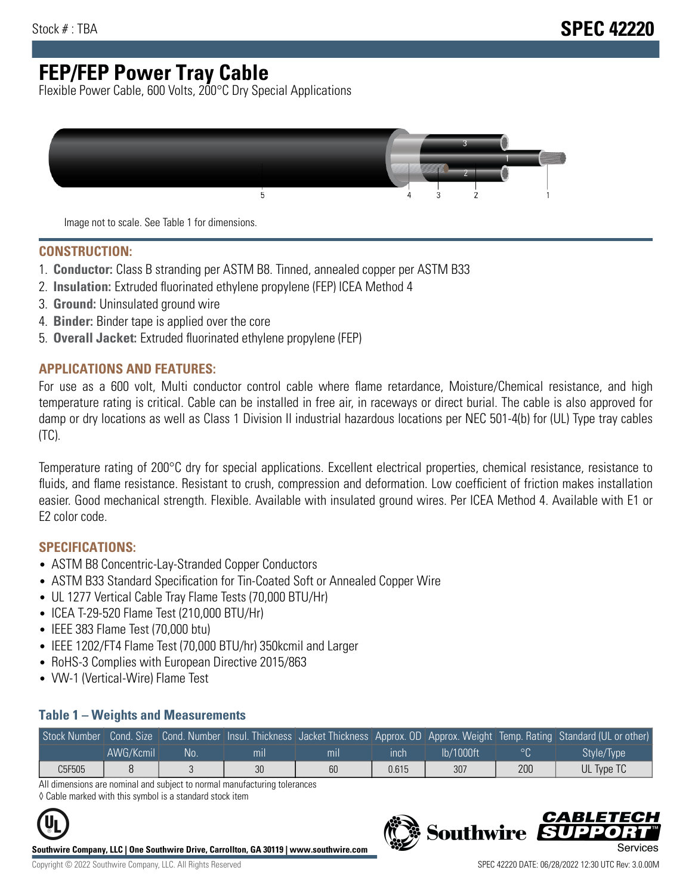Stock # : TBA

# SPEC 42220

# FEP/FEP Power Tray Cable

Flexible Power Cable, 600 Volts, 200°C Dry Special Applications

Image not to scale. See Table 1 for dimensions.

## CONSTRUCTION:

1. **Conductor:** Class B stranding per ASTM B8. Tinned, annealed copper per ASTM B33
2. **Insulation:** Extruded fluorinated ethylene propylene (FEP) ICEA Method 4
3. **Ground:** Uninsulated ground wire
4. **Binder:** Binder tape is applied over the core
5. **Overall Jacket:** Extruded fluorinated ethylene propylene (FEP)

## APPLICATIONS AND FEATURES:

For use as a 600 volt, Multi conductor control cable where flame retardance, Moisture/Chemical resistance, and high temperature rating is critical. Cable can be installed in free air, in raceways or direct burial. The cable is also approved for damp or dry locations as well as Class 1 Division II industrial hazardous locations per NEC 501-4(b) for (UL) Type tray cables (TC).

Temperature rating of 200°C dry for special applications. Excellent electrical properties, chemical resistance, resistance to fluids, and flame resistance. Resistant to crush, compression and deformation. Low coefficient of friction makes installation easier. Good mechanical strength. Flexible. Available with insulated ground wires. Per ICEA Method 4. Available with E1 or E2 color code.

## SPECIFICATIONS:

- ASTM B8 Concentric-Lay-Stranded Copper Conductors
- ASTM B33 Standard Specification for Tin-Coated Soft or Annealed Copper Wire
- UL 1277 Vertical Cable Tray Flame Tests (70,000 BTU/Hr)
- ICEA T-29-520 Flame Test (210,000 BTU/Hr)
- IEEE 383 Flame Test (70,000 btu)
- IEEE 1202/FT4 Flame Test (70,000 BTU/hr) 350kcmil and Larger
- RoHS-3 Complies with European Directive 2015/863
- VW-1 (Vertical-Wire) Flame Test

### Table 1 – Weights and Measurements

| Stock Number | Cond. Size | Cond. Number | Insul. Thickness | Jacket Thickness | Approx. OD | Approx. Weight | Temp. Rating | Standard (UL or other) |
|---|---|---|---|---|---|---|---|---|
| | AWG/Kcmil | No. | mil | mil | inch | lb/1000ft | °C | Style/Type |
| C5F505 | 8 | 3 | 30 | 60 | 0.615 | 307 | 200 | UL Type TC |

All dimensions are nominal and subject to normal manufacturing tolerances

◊ Cable marked with this symbol is a standard stock item

**Southwire Company, LLC | One Southwire Drive, Carrollton, GA 30119 | www.southwire.com**

Copyright © 2022 Southwire Company, LLC. All Rights Reserved

SPEC 42220 DATE: 06/28/2022 12:30 UTC Rev: 3.0.00M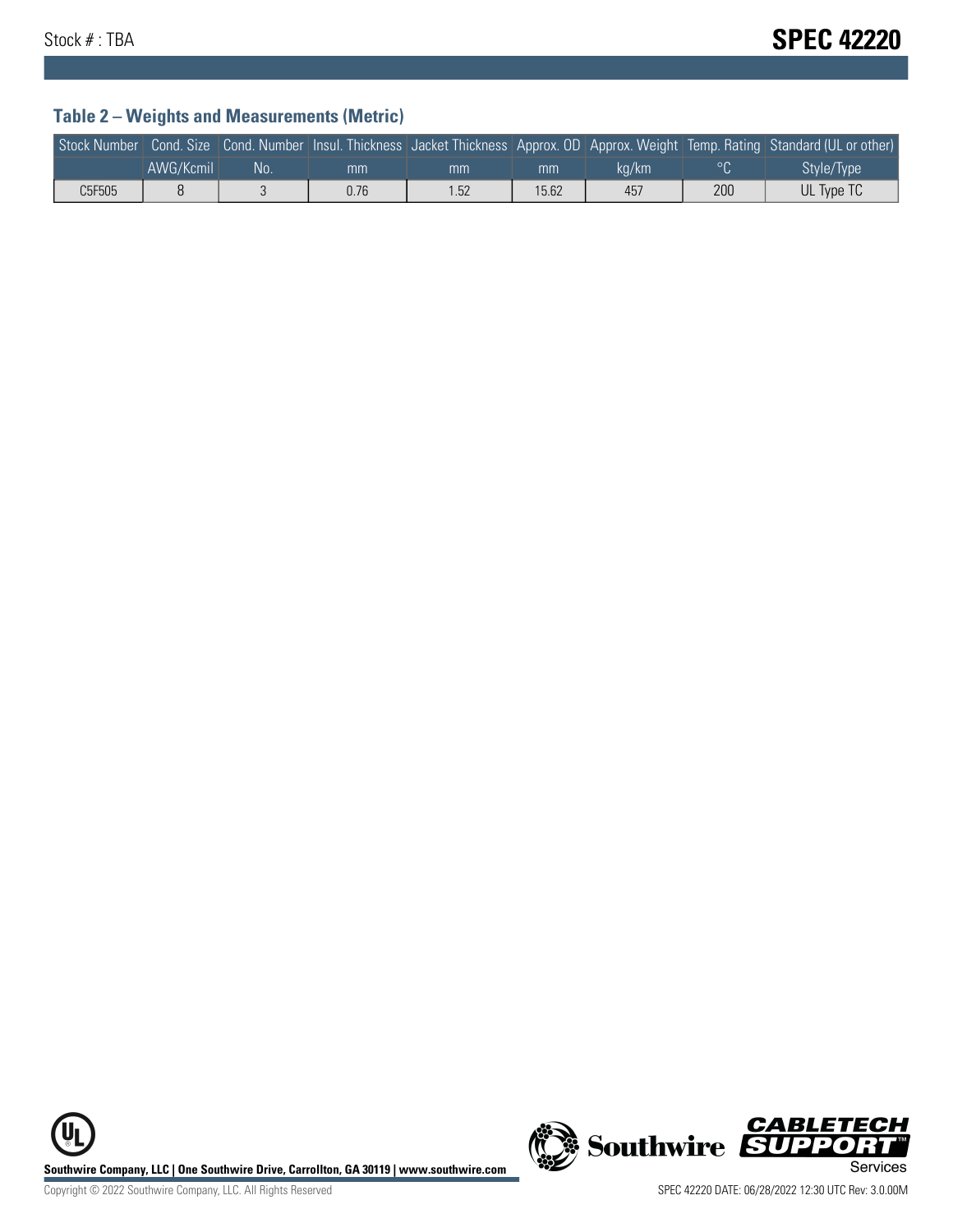### Table 2 – Weights and Measurements (Metric)

| Stock Number | Cond. Size | Cond. Number | Insul. Thickness | Jacket Thickness | Approx. OD | Approx. Weight | Temp. Rating | Standard (UL or other) |
|---|---|---|---|---|---|---|---|---|
| | AWG/Kcmil | No. | mm | mm | mm | kg/km | °C | Style/Type |
| C5F505 | 8 | 3 | 0.76 | 1.52 | 15.62 | 457 | 200 | UL Type TC |